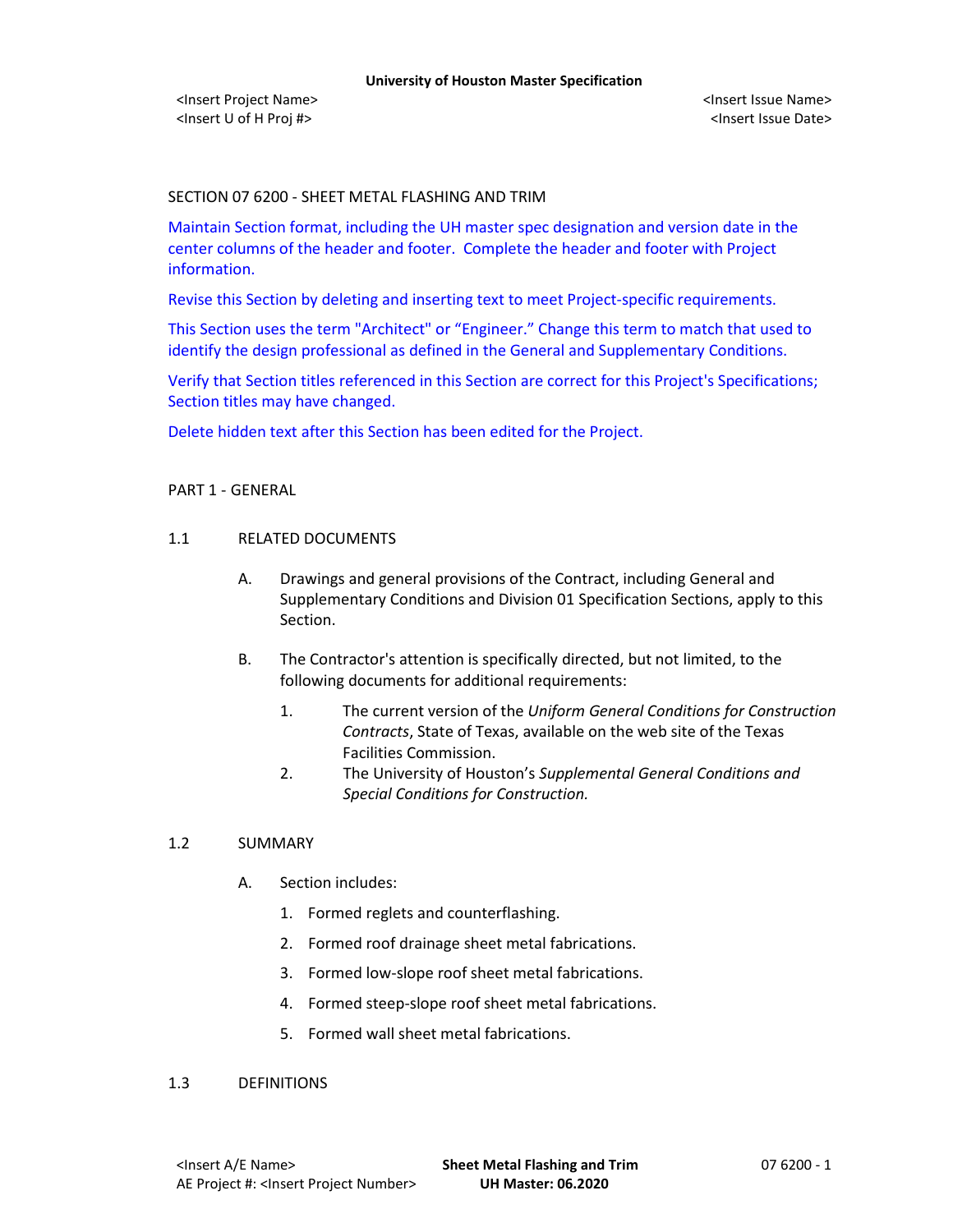SECTION 07 6200 - SHEET METAL FLASHING AND TRIM

Maintain Section format, including the UH master spec designation and version date in the center columns of the header and footer. Complete the header and footer with Project information.

Revise this Section by deleting and inserting text to meet Project-specific requirements.

This Section uses the term "Architect" or "Engineer." Change this term to match that used to identify the design professional as defined in the General and Supplementary Conditions.

Verify that Section titles referenced in this Section are correct for this Project's Specifications; Section titles may have changed.

Delete hidden text after this Section has been edited for the Project.

## PART 1 - GENERAL

### 1.1 RELATED DOCUMENTS

A. Drawings and general provisions of the Contract, including General and Supplementary Conditions and Division 01 Specification Sections, apply to this Section.

B. The Contractor's attention is specifically directed, but not limited, to the following documents for additional requirements:

1. The current version of the *Uniform General Conditions for Construction Contracts*, State of Texas, available on the web site of the Texas Facilities Commission.
2. The University of Houston's *Supplemental General Conditions and Special Conditions for Construction.*

### 1.2 SUMMARY

A. Section includes:

1. Formed reglets and counterflashing.
2. Formed roof drainage sheet metal fabrications.
3. Formed low-slope roof sheet metal fabrications.
4. Formed steep-slope roof sheet metal fabrications.
5. Formed wall sheet metal fabrications.

### 1.3 DEFINITIONS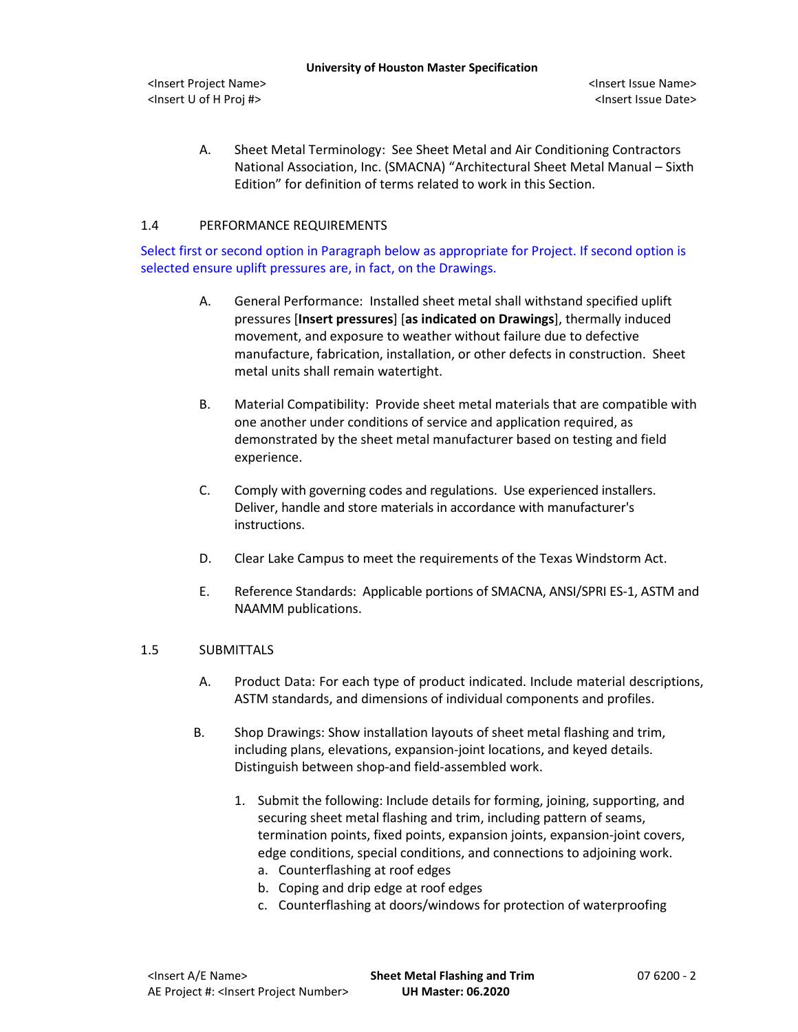A. Sheet Metal Terminology: See Sheet Metal and Air Conditioning Contractors National Association, Inc. (SMACNA) "Architectural Sheet Metal Manual – Sixth Edition" for definition of terms related to work in this Section.

## 1.4 PERFORMANCE REQUIREMENTS

Select first or second option in Paragraph below as appropriate for Project. If second option is selected ensure uplift pressures are, in fact, on the Drawings.

A. General Performance: Installed sheet metal shall withstand specified uplift pressures [**Insert pressures**] [**as indicated on Drawings**], thermally induced movement, and exposure to weather without failure due to defective manufacture, fabrication, installation, or other defects in construction. Sheet metal units shall remain watertight.

B. Material Compatibility: Provide sheet metal materials that are compatible with one another under conditions of service and application required, as demonstrated by the sheet metal manufacturer based on testing and field experience.

C. Comply with governing codes and regulations. Use experienced installers. Deliver, handle and store materials in accordance with manufacturer's instructions.

D. Clear Lake Campus to meet the requirements of the Texas Windstorm Act.

E. Reference Standards: Applicable portions of SMACNA, ANSI/SPRI ES-1, ASTM and NAAMM publications.

## 1.5 SUBMITTALS

A. Product Data: For each type of product indicated. Include material descriptions, ASTM standards, and dimensions of individual components and profiles.

B. Shop Drawings: Show installation layouts of sheet metal flashing and trim, including plans, elevations, expansion-joint locations, and keyed details. Distinguish between shop-and field-assembled work.

1. Submit the following: Include details for forming, joining, supporting, and securing sheet metal flashing and trim, including pattern of seams, termination points, fixed points, expansion joints, expansion-joint covers, edge conditions, special conditions, and connections to adjoining work.
   a. Counterflashing at roof edges
   b. Coping and drip edge at roof edges
   c. Counterflashing at doors/windows for protection of waterproofing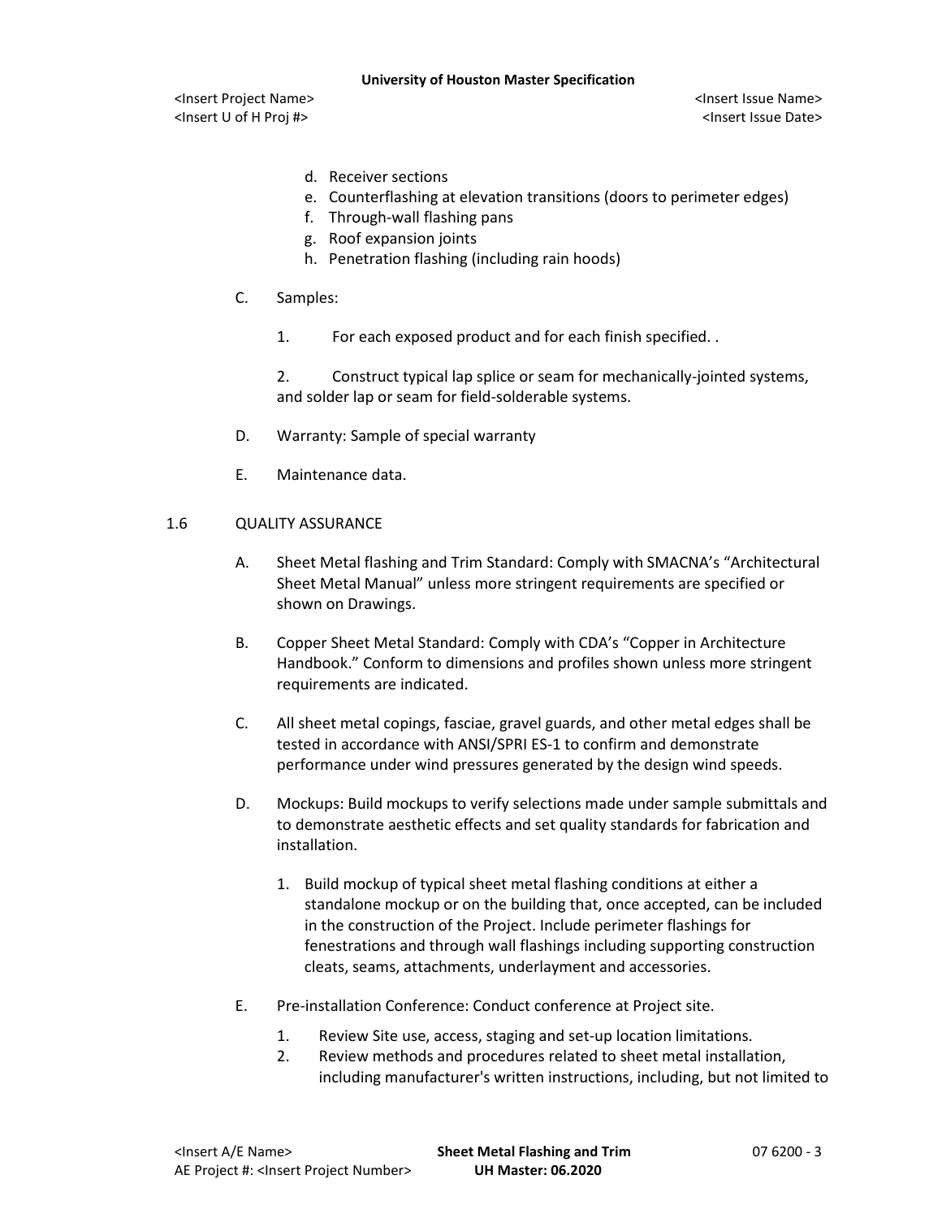d. Receiver sections
e. Counterflashing at elevation transitions (doors to perimeter edges)
f. Through-wall flashing pans
g. Roof expansion joints
h. Penetration flashing (including rain hoods)

C. Samples:

1. For each exposed product and for each finish specified. .

2. Construct typical lap splice or seam for mechanically-jointed systems, and solder lap or seam for field-solderable systems.

D. Warranty: Sample of special warranty

E. Maintenance data.

## 1.6 QUALITY ASSURANCE

A. Sheet Metal flashing and Trim Standard: Comply with SMACNA's "Architectural Sheet Metal Manual" unless more stringent requirements are specified or shown on Drawings.

B. Copper Sheet Metal Standard: Comply with CDA's "Copper in Architecture Handbook." Conform to dimensions and profiles shown unless more stringent requirements are indicated.

C. All sheet metal copings, fasciae, gravel guards, and other metal edges shall be tested in accordance with ANSI/SPRI ES-1 to confirm and demonstrate performance under wind pressures generated by the design wind speeds.

D. Mockups: Build mockups to verify selections made under sample submittals and to demonstrate aesthetic effects and set quality standards for fabrication and installation.

1. Build mockup of typical sheet metal flashing conditions at either a standalone mockup or on the building that, once accepted, can be included in the construction of the Project. Include perimeter flashings for fenestrations and through wall flashings including supporting construction cleats, seams, attachments, underlayment and accessories.

E. Pre-installation Conference: Conduct conference at Project site.

1. Review Site use, access, staging and set-up location limitations.
2. Review methods and procedures related to sheet metal installation, including manufacturer's written instructions, including, but not limited to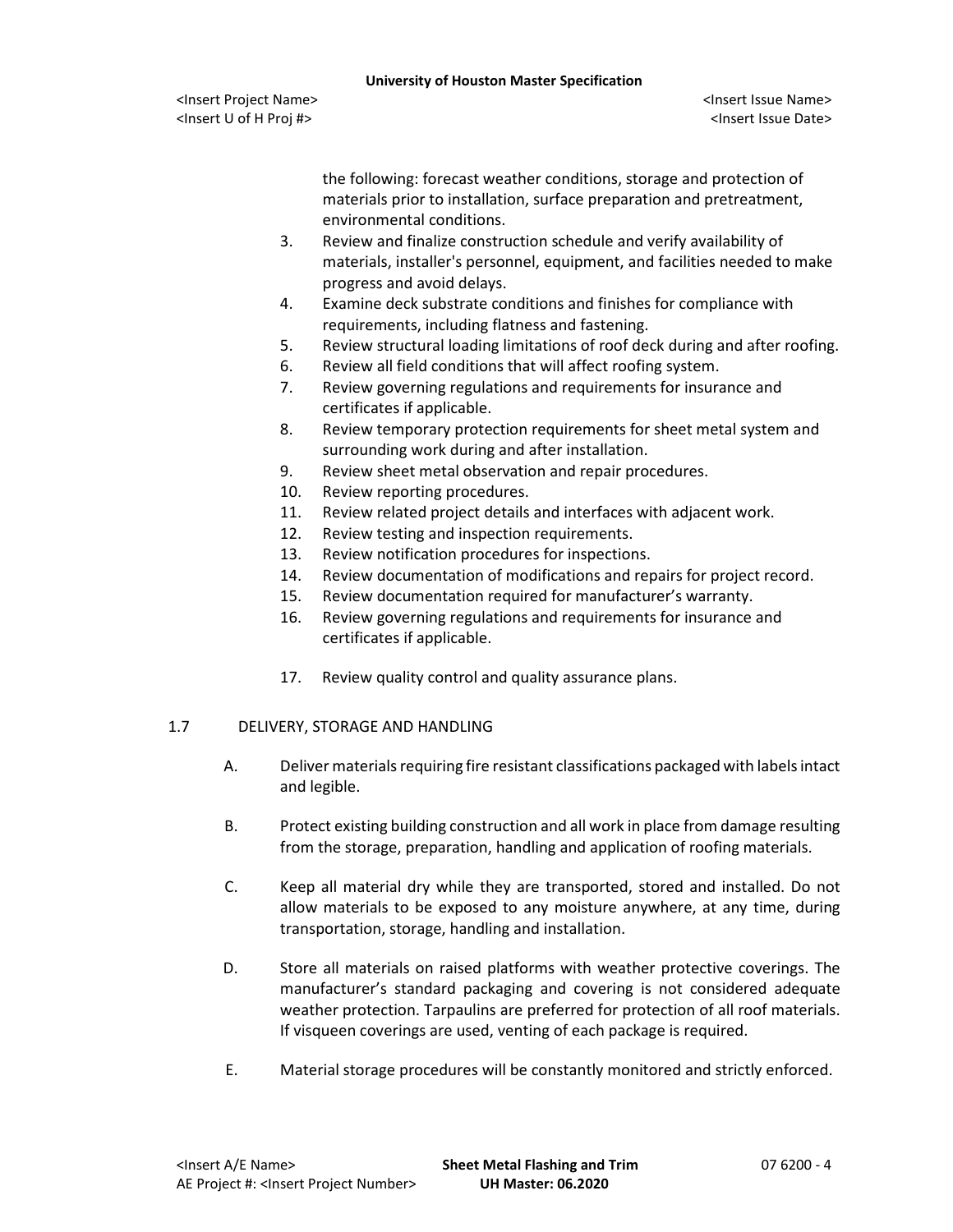the following: forecast weather conditions, storage and protection of materials prior to installation, surface preparation and pretreatment, environmental conditions.

3. Review and finalize construction schedule and verify availability of materials, installer's personnel, equipment, and facilities needed to make progress and avoid delays.
4. Examine deck substrate conditions and finishes for compliance with requirements, including flatness and fastening.
5. Review structural loading limitations of roof deck during and after roofing.
6. Review all field conditions that will affect roofing system.
7. Review governing regulations and requirements for insurance and certificates if applicable.
8. Review temporary protection requirements for sheet metal system and surrounding work during and after installation.
9. Review sheet metal observation and repair procedures.
10. Review reporting procedures.
11. Review related project details and interfaces with adjacent work.
12. Review testing and inspection requirements.
13. Review notification procedures for inspections.
14. Review documentation of modifications and repairs for project record.
15. Review documentation required for manufacturer's warranty.
16. Review governing regulations and requirements for insurance and certificates if applicable.
17. Review quality control and quality assurance plans.

## 1.7 DELIVERY, STORAGE AND HANDLING

A. Deliver materials requiring fire resistant classifications packaged with labels intact and legible.

B. Protect existing building construction and all work in place from damage resulting from the storage, preparation, handling and application of roofing materials.

C. Keep all material dry while they are transported, stored and installed. Do not allow materials to be exposed to any moisture anywhere, at any time, during transportation, storage, handling and installation.

D. Store all materials on raised platforms with weather protective coverings. The manufacturer's standard packaging and covering is not considered adequate weather protection. Tarpaulins are preferred for protection of all roof materials. If visqueen coverings are used, venting of each package is required.

E. Material storage procedures will be constantly monitored and strictly enforced.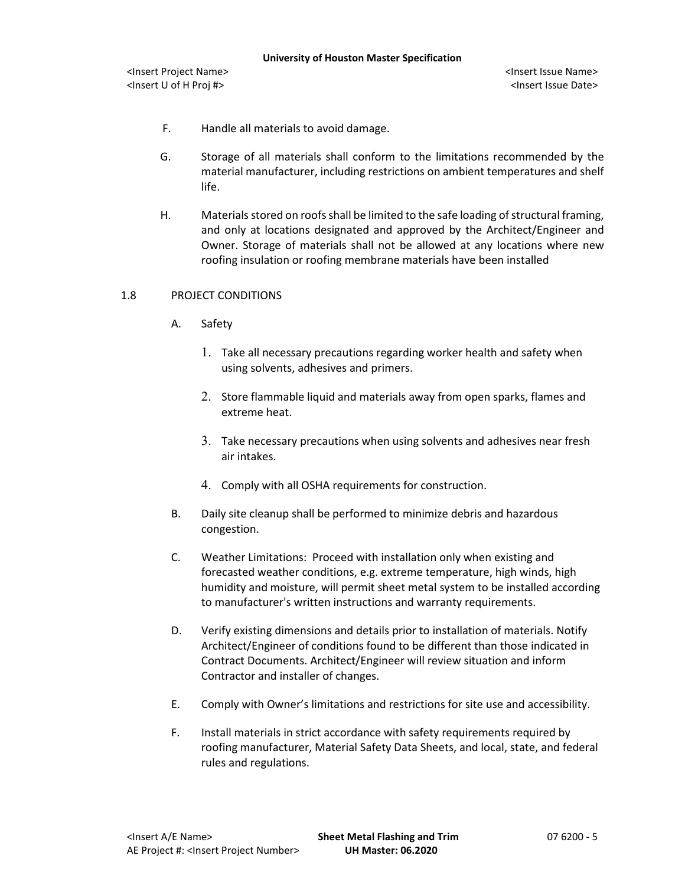F. Handle all materials to avoid damage.

G. Storage of all materials shall conform to the limitations recommended by the material manufacturer, including restrictions on ambient temperatures and shelf life.

H. Materials stored on roofs shall be limited to the safe loading of structural framing, and only at locations designated and approved by the Architect/Engineer and Owner. Storage of materials shall not be allowed at any locations where new roofing insulation or roofing membrane materials have been installed

1.8 PROJECT CONDITIONS

A. Safety

1. Take all necessary precautions regarding worker health and safety when using solvents, adhesives and primers.

2. Store flammable liquid and materials away from open sparks, flames and extreme heat.

3. Take necessary precautions when using solvents and adhesives near fresh air intakes.

4. Comply with all OSHA requirements for construction.

B. Daily site cleanup shall be performed to minimize debris and hazardous congestion.

C. Weather Limitations: Proceed with installation only when existing and forecasted weather conditions, e.g. extreme temperature, high winds, high humidity and moisture, will permit sheet metal system to be installed according to manufacturer's written instructions and warranty requirements.

D. Verify existing dimensions and details prior to installation of materials. Notify Architect/Engineer of conditions found to be different than those indicated in Contract Documents. Architect/Engineer will review situation and inform Contractor and installer of changes.

E. Comply with Owner's limitations and restrictions for site use and accessibility.

F. Install materials in strict accordance with safety requirements required by roofing manufacturer, Material Safety Data Sheets, and local, state, and federal rules and regulations.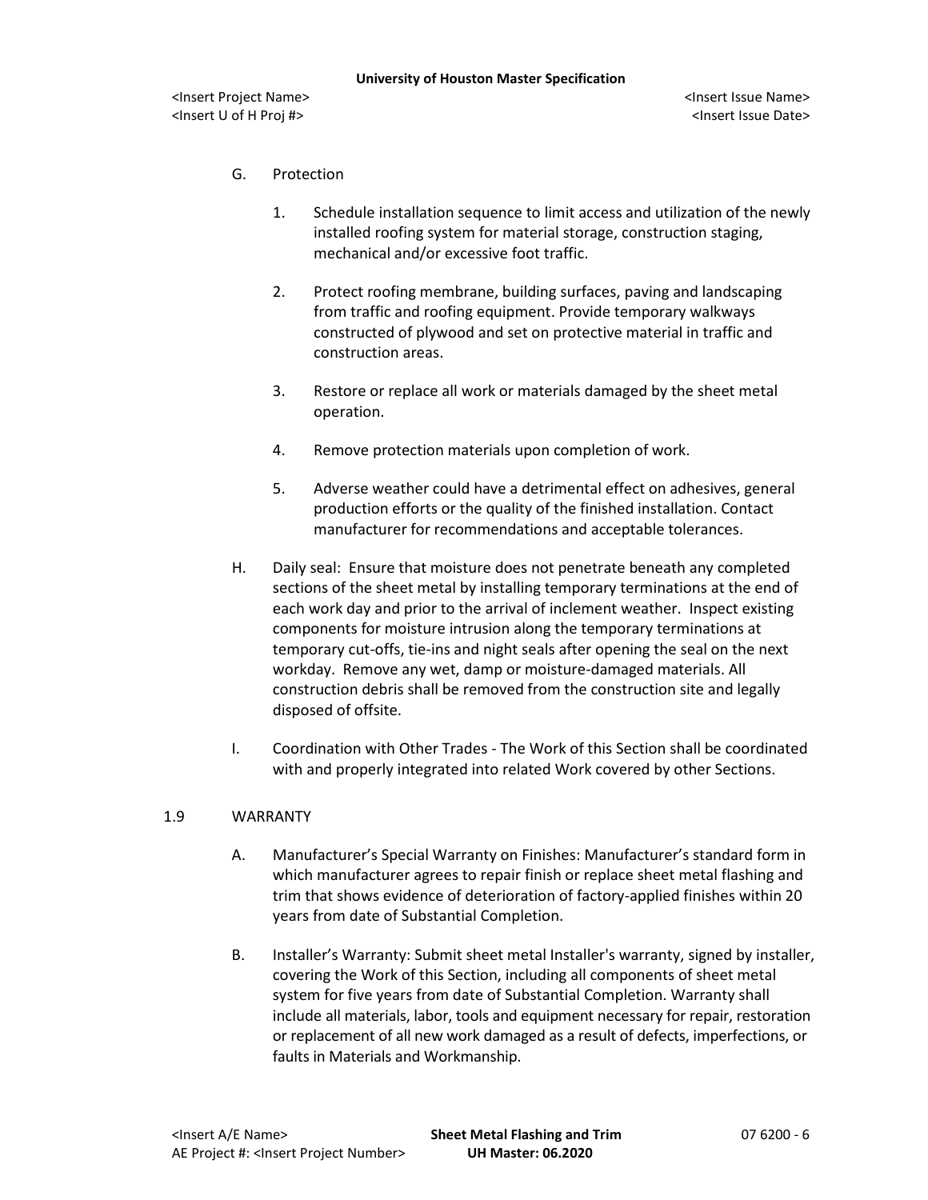G. Protection

1. Schedule installation sequence to limit access and utilization of the newly installed roofing system for material storage, construction staging, mechanical and/or excessive foot traffic.

2. Protect roofing membrane, building surfaces, paving and landscaping from traffic and roofing equipment. Provide temporary walkways constructed of plywood and set on protective material in traffic and construction areas.

3. Restore or replace all work or materials damaged by the sheet metal operation.

4. Remove protection materials upon completion of work.

5. Adverse weather could have a detrimental effect on adhesives, general production efforts or the quality of the finished installation. Contact manufacturer for recommendations and acceptable tolerances.

H. Daily seal: Ensure that moisture does not penetrate beneath any completed sections of the sheet metal by installing temporary terminations at the end of each work day and prior to the arrival of inclement weather. Inspect existing components for moisture intrusion along the temporary terminations at temporary cut-offs, tie-ins and night seals after opening the seal on the next workday. Remove any wet, damp or moisture-damaged materials. All construction debris shall be removed from the construction site and legally disposed of offsite.

I. Coordination with Other Trades - The Work of this Section shall be coordinated with and properly integrated into related Work covered by other Sections.

## 1.9 WARRANTY

A. Manufacturer's Special Warranty on Finishes: Manufacturer's standard form in which manufacturer agrees to repair finish or replace sheet metal flashing and trim that shows evidence of deterioration of factory-applied finishes within 20 years from date of Substantial Completion.

B. Installer's Warranty: Submit sheet metal Installer's warranty, signed by installer, covering the Work of this Section, including all components of sheet metal system for five years from date of Substantial Completion. Warranty shall include all materials, labor, tools and equipment necessary for repair, restoration or replacement of all new work damaged as a result of defects, imperfections, or faults in Materials and Workmanship.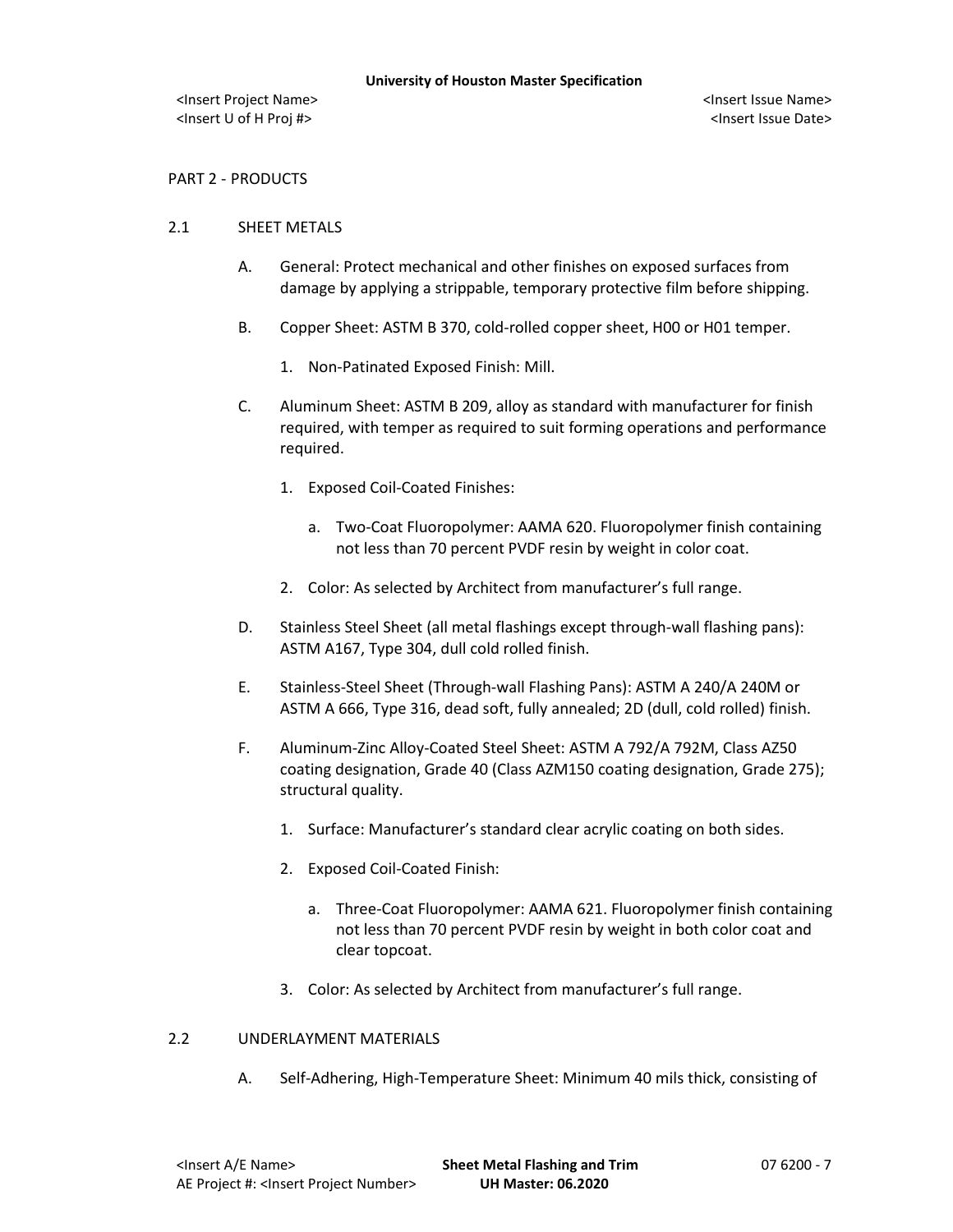## PART 2 - PRODUCTS

### 2.1 SHEET METALS

A. General: Protect mechanical and other finishes on exposed surfaces from damage by applying a strippable, temporary protective film before shipping.

B. Copper Sheet: ASTM B 370, cold-rolled copper sheet, H00 or H01 temper.

1. Non-Patinated Exposed Finish: Mill.

C. Aluminum Sheet: ASTM B 209, alloy as standard with manufacturer for finish required, with temper as required to suit forming operations and performance required.

1. Exposed Coil-Coated Finishes:

    a. Two-Coat Fluoropolymer: AAMA 620. Fluoropolymer finish containing not less than 70 percent PVDF resin by weight in color coat.

2. Color: As selected by Architect from manufacturer's full range.

D. Stainless Steel Sheet (all metal flashings except through-wall flashing pans): ASTM A167, Type 304, dull cold rolled finish.

E. Stainless-Steel Sheet (Through-wall Flashing Pans): ASTM A 240/A 240M or ASTM A 666, Type 316, dead soft, fully annealed; 2D (dull, cold rolled) finish.

F. Aluminum-Zinc Alloy-Coated Steel Sheet: ASTM A 792/A 792M, Class AZ50 coating designation, Grade 40 (Class AZM150 coating designation, Grade 275); structural quality.

1. Surface: Manufacturer's standard clear acrylic coating on both sides.

2. Exposed Coil-Coated Finish:

    a. Three-Coat Fluoropolymer: AAMA 621. Fluoropolymer finish containing not less than 70 percent PVDF resin by weight in both color coat and clear topcoat.

3. Color: As selected by Architect from manufacturer's full range.

### 2.2 UNDERLAYMENT MATERIALS

A. Self-Adhering, High-Temperature Sheet: Minimum 40 mils thick, consisting of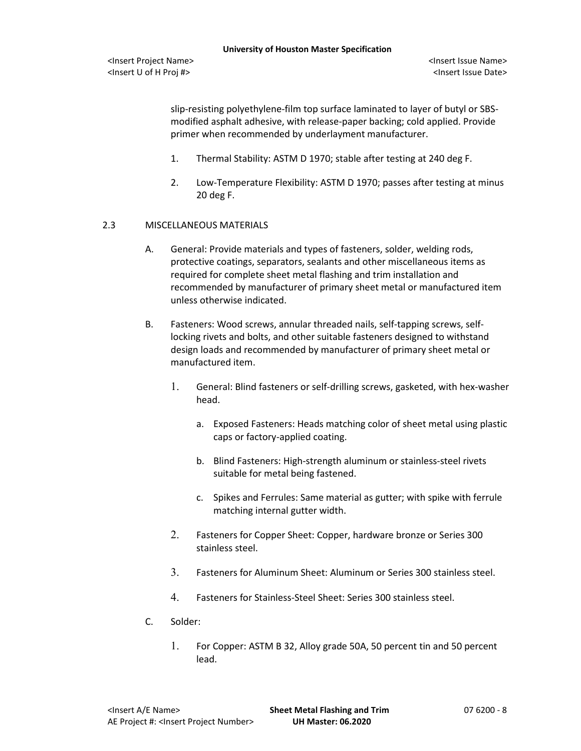slip-resisting polyethylene-film top surface laminated to layer of butyl or SBS-modified asphalt adhesive, with release-paper backing; cold applied. Provide primer when recommended by underlayment manufacturer.

1. Thermal Stability: ASTM D 1970; stable after testing at 240 deg F.
2. Low-Temperature Flexibility: ASTM D 1970; passes after testing at minus 20 deg F.

## 2.3 MISCELLANEOUS MATERIALS

A. General: Provide materials and types of fasteners, solder, welding rods, protective coatings, separators, sealants and other miscellaneous items as required for complete sheet metal flashing and trim installation and recommended by manufacturer of primary sheet metal or manufactured item unless otherwise indicated.

B. Fasteners: Wood screws, annular threaded nails, self-tapping screws, self-locking rivets and bolts, and other suitable fasteners designed to withstand design loads and recommended by manufacturer of primary sheet metal or manufactured item.

1. General: Blind fasteners or self-drilling screws, gasketed, with hex-washer head.
   a. Exposed Fasteners: Heads matching color of sheet metal using plastic caps or factory-applied coating.
   b. Blind Fasteners: High-strength aluminum or stainless-steel rivets suitable for metal being fastened.
   c. Spikes and Ferrules: Same material as gutter; with spike with ferrule matching internal gutter width.
2. Fasteners for Copper Sheet: Copper, hardware bronze or Series 300 stainless steel.
3. Fasteners for Aluminum Sheet: Aluminum or Series 300 stainless steel.
4. Fasteners for Stainless-Steel Sheet: Series 300 stainless steel.

C. Solder:

1. For Copper: ASTM B 32, Alloy grade 50A, 50 percent tin and 50 percent lead.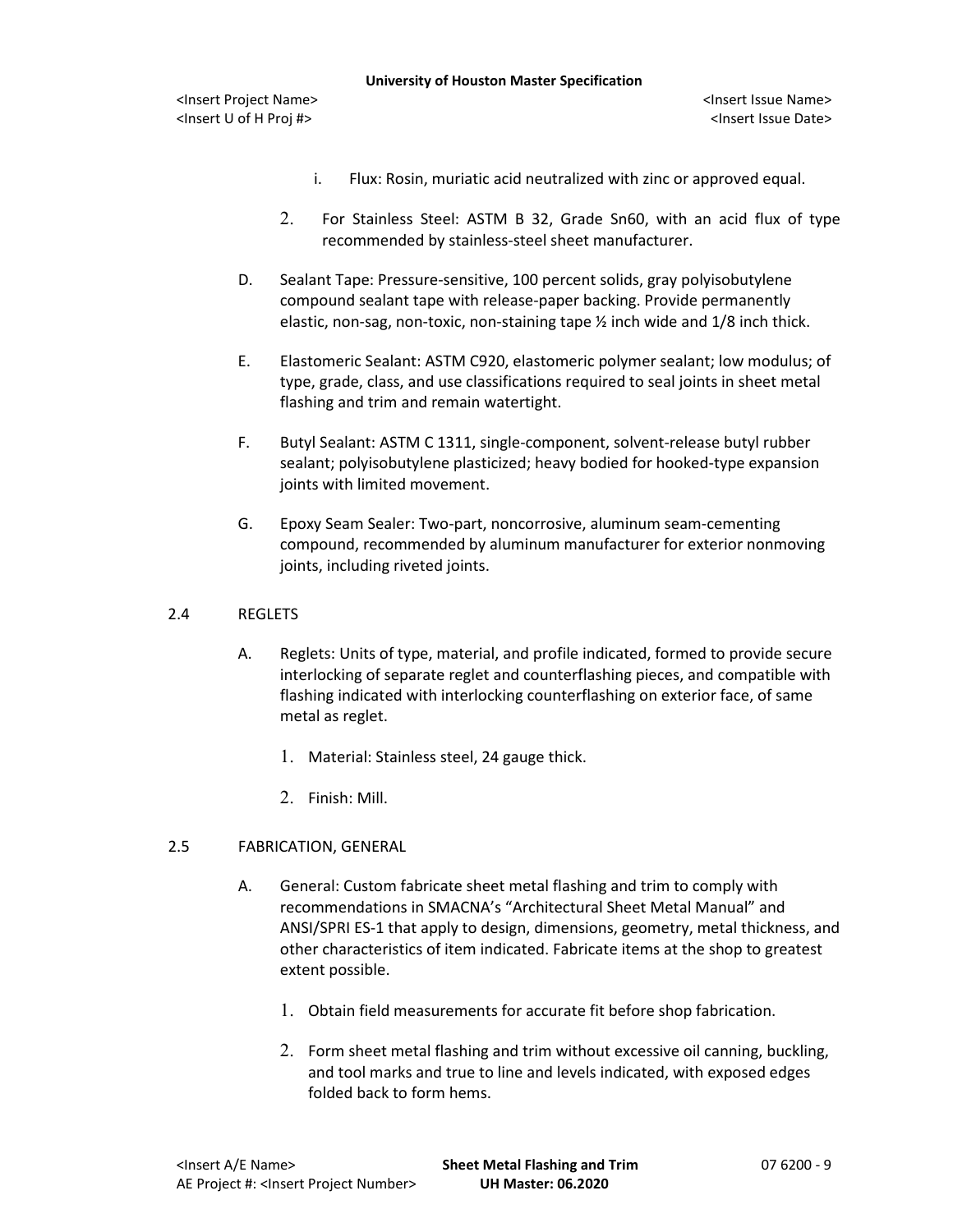i. Flux: Rosin, muriatic acid neutralized with zinc or approved equal.

2. For Stainless Steel: ASTM B 32, Grade Sn60, with an acid flux of type recommended by stainless-steel sheet manufacturer.

D. Sealant Tape: Pressure-sensitive, 100 percent solids, gray polyisobutylene compound sealant tape with release-paper backing. Provide permanently elastic, non-sag, non-toxic, non-staining tape ½ inch wide and 1/8 inch thick.

E. Elastomeric Sealant: ASTM C920, elastomeric polymer sealant; low modulus; of type, grade, class, and use classifications required to seal joints in sheet metal flashing and trim and remain watertight.

F. Butyl Sealant: ASTM C 1311, single-component, solvent-release butyl rubber sealant; polyisobutylene plasticized; heavy bodied for hooked-type expansion joints with limited movement.

G. Epoxy Seam Sealer: Two-part, noncorrosive, aluminum seam-cementing compound, recommended by aluminum manufacturer for exterior nonmoving joints, including riveted joints.

## 2.4 REGLETS

A. Reglets: Units of type, material, and profile indicated, formed to provide secure interlocking of separate reglet and counterflashing pieces, and compatible with flashing indicated with interlocking counterflashing on exterior face, of same metal as reglet.

1. Material: Stainless steel, 24 gauge thick.

2. Finish: Mill.

## 2.5 FABRICATION, GENERAL

A. General: Custom fabricate sheet metal flashing and trim to comply with recommendations in SMACNA's "Architectural Sheet Metal Manual" and ANSI/SPRI ES-1 that apply to design, dimensions, geometry, metal thickness, and other characteristics of item indicated. Fabricate items at the shop to greatest extent possible.

1. Obtain field measurements for accurate fit before shop fabrication.

2. Form sheet metal flashing and trim without excessive oil canning, buckling, and tool marks and true to line and levels indicated, with exposed edges folded back to form hems.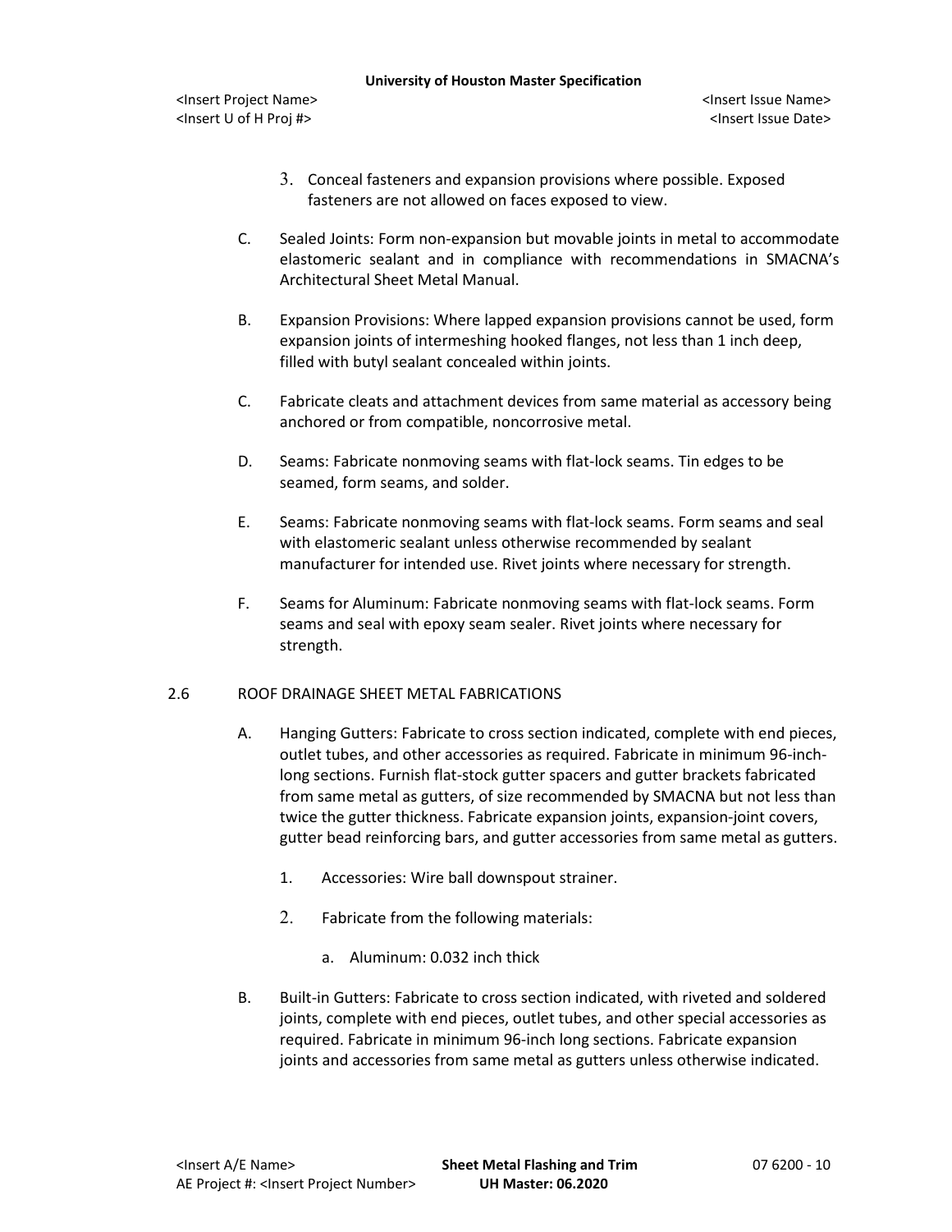3. Conceal fasteners and expansion provisions where possible. Exposed fasteners are not allowed on faces exposed to view.

C. Sealed Joints: Form non-expansion but movable joints in metal to accommodate elastomeric sealant and in compliance with recommendations in SMACNA's Architectural Sheet Metal Manual.

B. Expansion Provisions: Where lapped expansion provisions cannot be used, form expansion joints of intermeshing hooked flanges, not less than 1 inch deep, filled with butyl sealant concealed within joints.

C. Fabricate cleats and attachment devices from same material as accessory being anchored or from compatible, noncorrosive metal.

D. Seams: Fabricate nonmoving seams with flat-lock seams. Tin edges to be seamed, form seams, and solder.

E. Seams: Fabricate nonmoving seams with flat-lock seams. Form seams and seal with elastomeric sealant unless otherwise recommended by sealant manufacturer for intended use. Rivet joints where necessary for strength.

F. Seams for Aluminum: Fabricate nonmoving seams with flat-lock seams. Form seams and seal with epoxy seam sealer. Rivet joints where necessary for strength.

## 2.6 ROOF DRAINAGE SHEET METAL FABRICATIONS

A. Hanging Gutters: Fabricate to cross section indicated, complete with end pieces, outlet tubes, and other accessories as required. Fabricate in minimum 96-inch-long sections. Furnish flat-stock gutter spacers and gutter brackets fabricated from same metal as gutters, of size recommended by SMACNA but not less than twice the gutter thickness. Fabricate expansion joints, expansion-joint covers, gutter bead reinforcing bars, and gutter accessories from same metal as gutters.

1. Accessories: Wire ball downspout strainer.

2. Fabricate from the following materials:

   a. Aluminum: 0.032 inch thick

B. Built-in Gutters: Fabricate to cross section indicated, with riveted and soldered joints, complete with end pieces, outlet tubes, and other special accessories as required. Fabricate in minimum 96-inch long sections. Fabricate expansion joints and accessories from same metal as gutters unless otherwise indicated.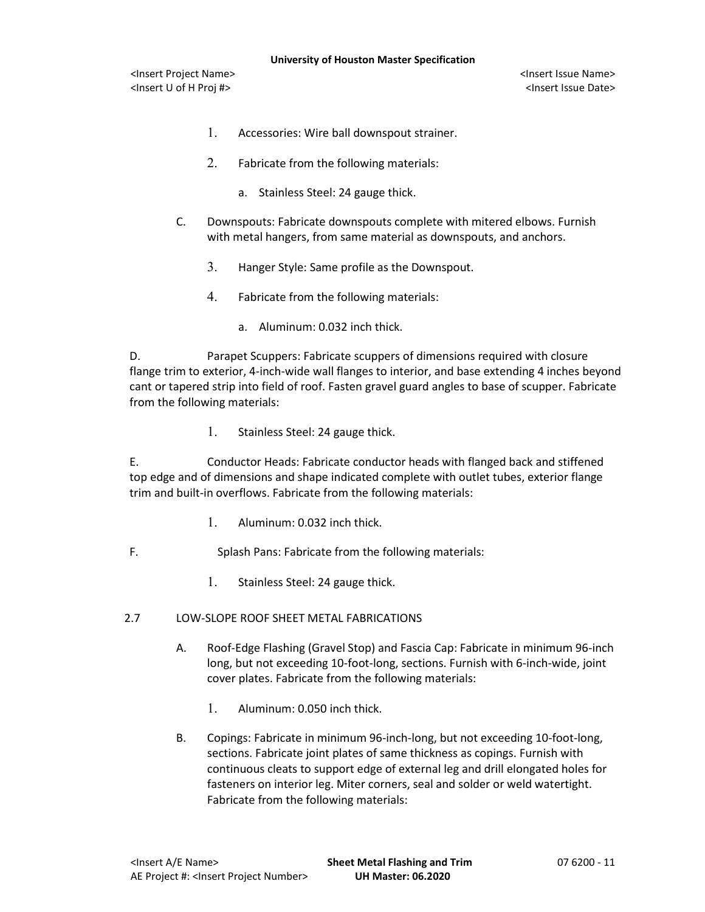1. Accessories: Wire ball downspout strainer.

2. Fabricate from the following materials:

   a. Stainless Steel: 24 gauge thick.

C. Downspouts: Fabricate downspouts complete with mitered elbows. Furnish with metal hangers, from same material as downspouts, and anchors.

3. Hanger Style: Same profile as the Downspout.

4. Fabricate from the following materials:

   a. Aluminum: 0.032 inch thick.

D. Parapet Scuppers: Fabricate scuppers of dimensions required with closure flange trim to exterior, 4-inch-wide wall flanges to interior, and base extending 4 inches beyond cant or tapered strip into field of roof. Fasten gravel guard angles to base of scupper. Fabricate from the following materials:

1. Stainless Steel: 24 gauge thick.

E. Conductor Heads: Fabricate conductor heads with flanged back and stiffened top edge and of dimensions and shape indicated complete with outlet tubes, exterior flange trim and built-in overflows. Fabricate from the following materials:

1. Aluminum: 0.032 inch thick.

F. Splash Pans: Fabricate from the following materials:

1. Stainless Steel: 24 gauge thick.

## 2.7 LOW-SLOPE ROOF SHEET METAL FABRICATIONS

A. Roof-Edge Flashing (Gravel Stop) and Fascia Cap: Fabricate in minimum 96-inch long, but not exceeding 10-foot-long, sections. Furnish with 6-inch-wide, joint cover plates. Fabricate from the following materials:

1. Aluminum: 0.050 inch thick.

B. Copings: Fabricate in minimum 96-inch-long, but not exceeding 10-foot-long, sections. Fabricate joint plates of same thickness as copings. Furnish with continuous cleats to support edge of external leg and drill elongated holes for fasteners on interior leg. Miter corners, seal and solder or weld watertight. Fabricate from the following materials: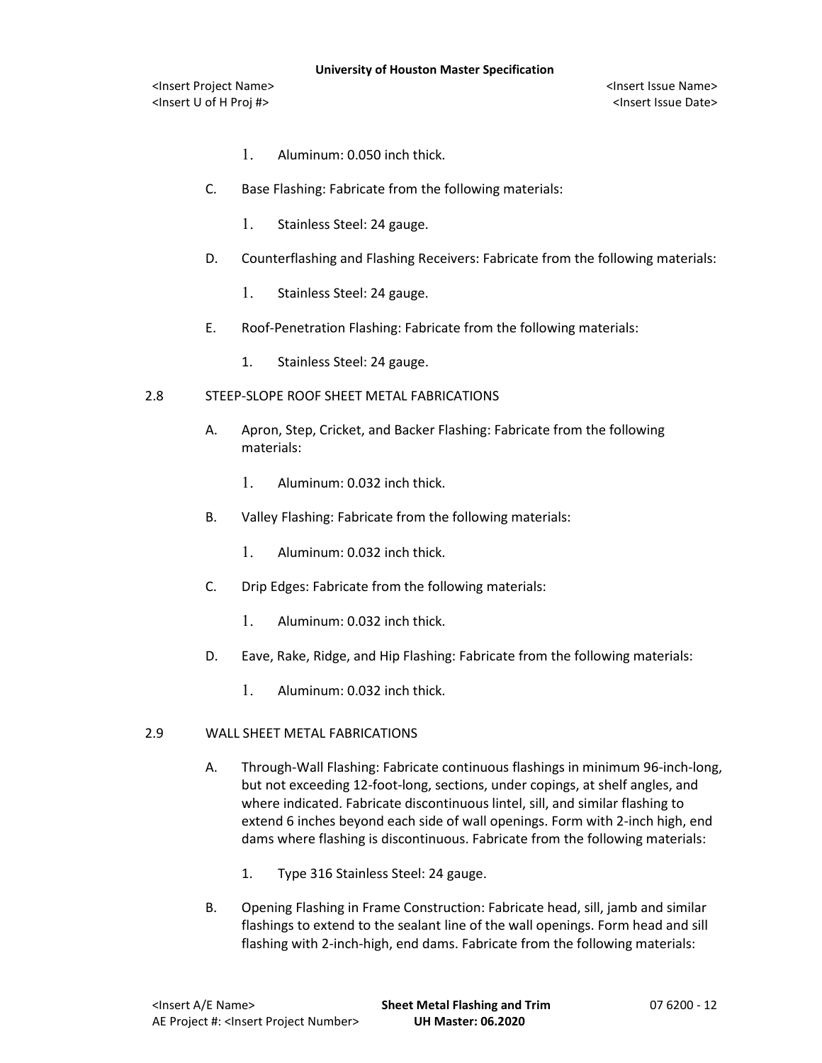1. Aluminum: 0.050 inch thick.

C. Base Flashing: Fabricate from the following materials:

1. Stainless Steel: 24 gauge.

D. Counterflashing and Flashing Receivers: Fabricate from the following materials:

1. Stainless Steel: 24 gauge.

E. Roof-Penetration Flashing: Fabricate from the following materials:

1. Stainless Steel: 24 gauge.

## 2.8 STEEP-SLOPE ROOF SHEET METAL FABRICATIONS

A. Apron, Step, Cricket, and Backer Flashing: Fabricate from the following materials:

1. Aluminum: 0.032 inch thick.

B. Valley Flashing: Fabricate from the following materials:

1. Aluminum: 0.032 inch thick.

C. Drip Edges: Fabricate from the following materials:

1. Aluminum: 0.032 inch thick.

D. Eave, Rake, Ridge, and Hip Flashing: Fabricate from the following materials:

1. Aluminum: 0.032 inch thick.

## 2.9 WALL SHEET METAL FABRICATIONS

A. Through-Wall Flashing: Fabricate continuous flashings in minimum 96-inch-long, but not exceeding 12-foot-long, sections, under copings, at shelf angles, and where indicated. Fabricate discontinuous lintel, sill, and similar flashing to extend 6 inches beyond each side of wall openings. Form with 2-inch high, end dams where flashing is discontinuous. Fabricate from the following materials:

1. Type 316 Stainless Steel: 24 gauge.

B. Opening Flashing in Frame Construction: Fabricate head, sill, jamb and similar flashings to extend to the sealant line of the wall openings. Form head and sill flashing with 2-inch-high, end dams. Fabricate from the following materials: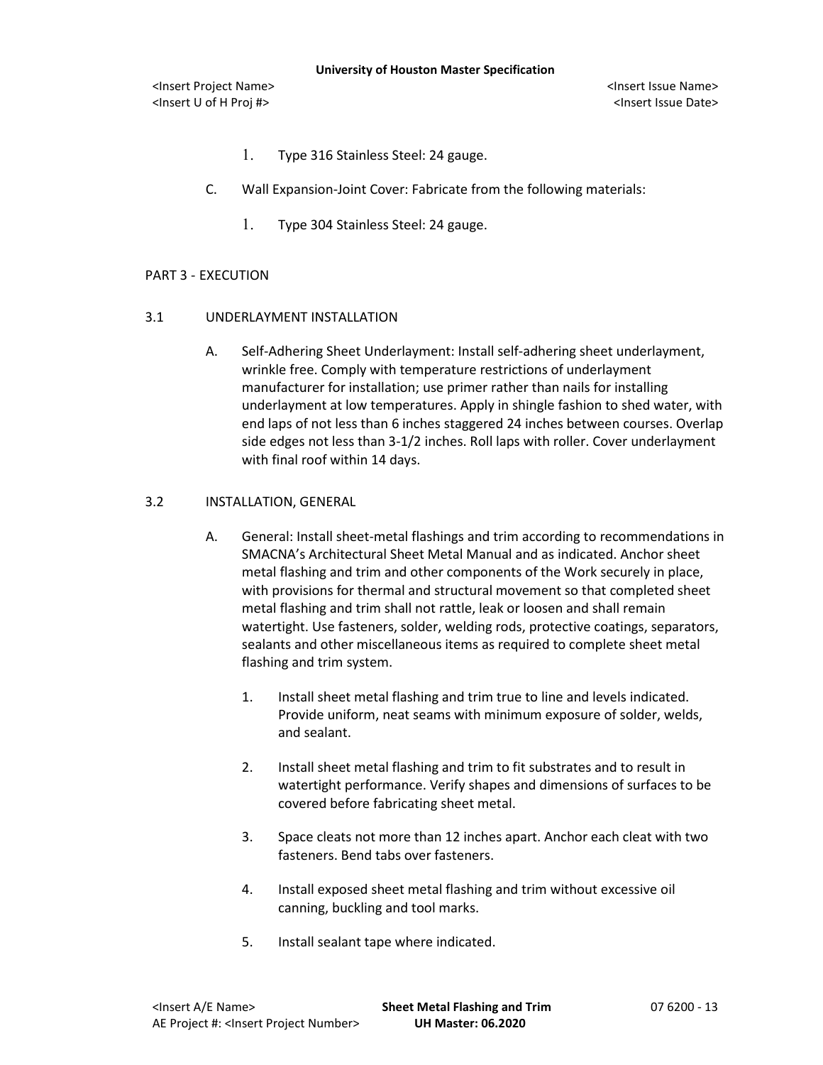1. Type 316 Stainless Steel: 24 gauge.

C. Wall Expansion-Joint Cover: Fabricate from the following materials:

1. Type 304 Stainless Steel: 24 gauge.

## PART 3 - EXECUTION

### 3.1 UNDERLAYMENT INSTALLATION

A. Self-Adhering Sheet Underlayment: Install self-adhering sheet underlayment, wrinkle free. Comply with temperature restrictions of underlayment manufacturer for installation; use primer rather than nails for installing underlayment at low temperatures. Apply in shingle fashion to shed water, with end laps of not less than 6 inches staggered 24 inches between courses. Overlap side edges not less than 3-1/2 inches. Roll laps with roller. Cover underlayment with final roof within 14 days.

### 3.2 INSTALLATION, GENERAL

A. General: Install sheet-metal flashings and trim according to recommendations in SMACNA's Architectural Sheet Metal Manual and as indicated. Anchor sheet metal flashing and trim and other components of the Work securely in place, with provisions for thermal and structural movement so that completed sheet metal flashing and trim shall not rattle, leak or loosen and shall remain watertight. Use fasteners, solder, welding rods, protective coatings, separators, sealants and other miscellaneous items as required to complete sheet metal flashing and trim system.

1. Install sheet metal flashing and trim true to line and levels indicated. Provide uniform, neat seams with minimum exposure of solder, welds, and sealant.

2. Install sheet metal flashing and trim to fit substrates and to result in watertight performance. Verify shapes and dimensions of surfaces to be covered before fabricating sheet metal.

3. Space cleats not more than 12 inches apart. Anchor each cleat with two fasteners. Bend tabs over fasteners.

4. Install exposed sheet metal flashing and trim without excessive oil canning, buckling and tool marks.

5. Install sealant tape where indicated.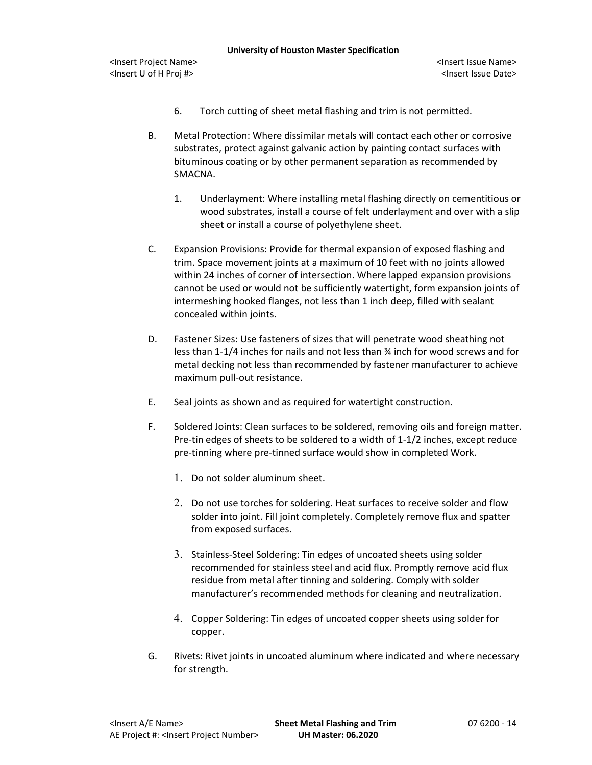6. Torch cutting of sheet metal flashing and trim is not permitted.

B. Metal Protection: Where dissimilar metals will contact each other or corrosive substrates, protect against galvanic action by painting contact surfaces with bituminous coating or by other permanent separation as recommended by SMACNA.

   1. Underlayment: Where installing metal flashing directly on cementitious or wood substrates, install a course of felt underlayment and over with a slip sheet or install a course of polyethylene sheet.

C. Expansion Provisions: Provide for thermal expansion of exposed flashing and trim. Space movement joints at a maximum of 10 feet with no joints allowed within 24 inches of corner of intersection. Where lapped expansion provisions cannot be used or would not be sufficiently watertight, form expansion joints of intermeshing hooked flanges, not less than 1 inch deep, filled with sealant concealed within joints.

D. Fastener Sizes: Use fasteners of sizes that will penetrate wood sheathing not less than 1-1/4 inches for nails and not less than ¾ inch for wood screws and for metal decking not less than recommended by fastener manufacturer to achieve maximum pull-out resistance.

E. Seal joints as shown and as required for watertight construction.

F. Soldered Joints: Clean surfaces to be soldered, removing oils and foreign matter. Pre-tin edges of sheets to be soldered to a width of 1-1/2 inches, except reduce pre-tinning where pre-tinned surface would show in completed Work.

   1. Do not solder aluminum sheet.

   2. Do not use torches for soldering. Heat surfaces to receive solder and flow solder into joint. Fill joint completely. Completely remove flux and spatter from exposed surfaces.

   3. Stainless-Steel Soldering: Tin edges of uncoated sheets using solder recommended for stainless steel and acid flux. Promptly remove acid flux residue from metal after tinning and soldering. Comply with solder manufacturer's recommended methods for cleaning and neutralization.

   4. Copper Soldering: Tin edges of uncoated copper sheets using solder for copper.

G. Rivets: Rivet joints in uncoated aluminum where indicated and where necessary for strength.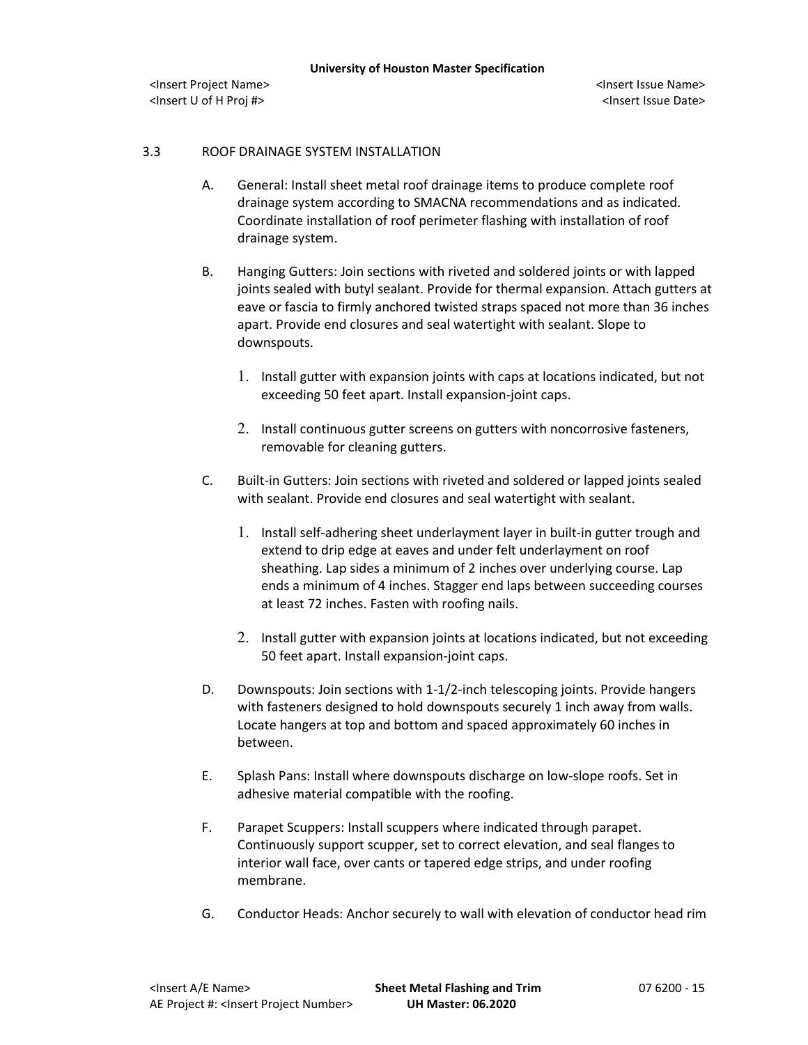## 3.3 ROOF DRAINAGE SYSTEM INSTALLATION

A. General: Install sheet metal roof drainage items to produce complete roof drainage system according to SMACNA recommendations and as indicated. Coordinate installation of roof perimeter flashing with installation of roof drainage system.

B. Hanging Gutters: Join sections with riveted and soldered joints or with lapped joints sealed with butyl sealant. Provide for thermal expansion. Attach gutters at eave or fascia to firmly anchored twisted straps spaced not more than 36 inches apart. Provide end closures and seal watertight with sealant. Slope to downspouts.

1. Install gutter with expansion joints with caps at locations indicated, but not exceeding 50 feet apart. Install expansion-joint caps.

2. Install continuous gutter screens on gutters with noncorrosive fasteners, removable for cleaning gutters.

C. Built-in Gutters: Join sections with riveted and soldered or lapped joints sealed with sealant. Provide end closures and seal watertight with sealant.

1. Install self-adhering sheet underlayment layer in built-in gutter trough and extend to drip edge at eaves and under felt underlayment on roof sheathing. Lap sides a minimum of 2 inches over underlying course. Lap ends a minimum of 4 inches. Stagger end laps between succeeding courses at least 72 inches. Fasten with roofing nails.

2. Install gutter with expansion joints at locations indicated, but not exceeding 50 feet apart. Install expansion-joint caps.

D. Downspouts: Join sections with 1-1/2-inch telescoping joints. Provide hangers with fasteners designed to hold downspouts securely 1 inch away from walls. Locate hangers at top and bottom and spaced approximately 60 inches in between.

E. Splash Pans: Install where downspouts discharge on low-slope roofs. Set in adhesive material compatible with the roofing.

F. Parapet Scuppers: Install scuppers where indicated through parapet. Continuously support scupper, set to correct elevation, and seal flanges to interior wall face, over cants or tapered edge strips, and under roofing membrane.

G. Conductor Heads: Anchor securely to wall with elevation of conductor head rim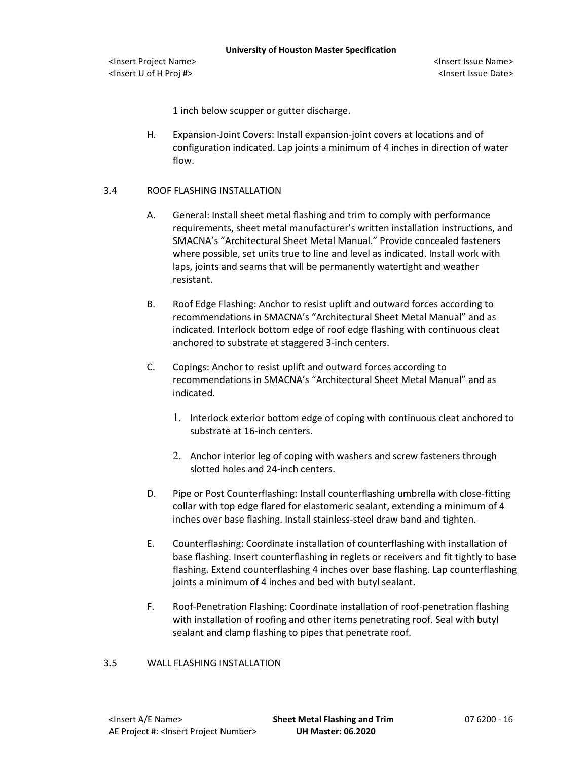1 inch below scupper or gutter discharge.

H. Expansion-Joint Covers: Install expansion-joint covers at locations and of configuration indicated. Lap joints a minimum of 4 inches in direction of water flow.

## 3.4 ROOF FLASHING INSTALLATION

A. General: Install sheet metal flashing and trim to comply with performance requirements, sheet metal manufacturer's written installation instructions, and SMACNA's "Architectural Sheet Metal Manual." Provide concealed fasteners where possible, set units true to line and level as indicated. Install work with laps, joints and seams that will be permanently watertight and weather resistant.

B. Roof Edge Flashing: Anchor to resist uplift and outward forces according to recommendations in SMACNA's "Architectural Sheet Metal Manual" and as indicated. Interlock bottom edge of roof edge flashing with continuous cleat anchored to substrate at staggered 3-inch centers.

C. Copings: Anchor to resist uplift and outward forces according to recommendations in SMACNA's "Architectural Sheet Metal Manual" and as indicated.

1. Interlock exterior bottom edge of coping with continuous cleat anchored to substrate at 16-inch centers.
2. Anchor interior leg of coping with washers and screw fasteners through slotted holes and 24-inch centers.

D. Pipe or Post Counterflashing: Install counterflashing umbrella with close-fitting collar with top edge flared for elastomeric sealant, extending a minimum of 4 inches over base flashing. Install stainless-steel draw band and tighten.

E. Counterflashing: Coordinate installation of counterflashing with installation of base flashing. Insert counterflashing in reglets or receivers and fit tightly to base flashing. Extend counterflashing 4 inches over base flashing. Lap counterflashing joints a minimum of 4 inches and bed with butyl sealant.

F. Roof-Penetration Flashing: Coordinate installation of roof-penetration flashing with installation of roofing and other items penetrating roof. Seal with butyl sealant and clamp flashing to pipes that penetrate roof.

## 3.5 WALL FLASHING INSTALLATION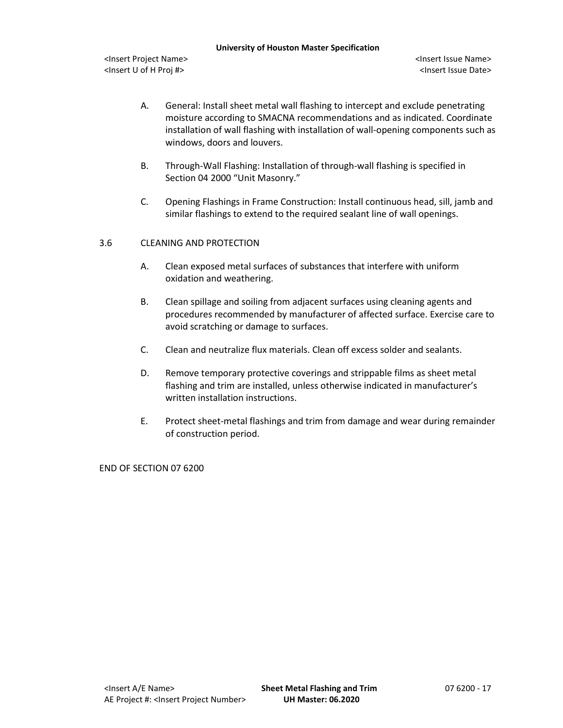A. General: Install sheet metal wall flashing to intercept and exclude penetrating moisture according to SMACNA recommendations and as indicated. Coordinate installation of wall flashing with installation of wall-opening components such as windows, doors and louvers.

B. Through-Wall Flashing: Installation of through-wall flashing is specified in Section 04 2000 “Unit Masonry.”

C. Opening Flashings in Frame Construction: Install continuous head, sill, jamb and similar flashings to extend to the required sealant line of wall openings.

## 3.6 CLEANING AND PROTECTION

A. Clean exposed metal surfaces of substances that interfere with uniform oxidation and weathering.

B. Clean spillage and soiling from adjacent surfaces using cleaning agents and procedures recommended by manufacturer of affected surface. Exercise care to avoid scratching or damage to surfaces.

C. Clean and neutralize flux materials. Clean off excess solder and sealants.

D. Remove temporary protective coverings and strippable films as sheet metal flashing and trim are installed, unless otherwise indicated in manufacturer’s written installation instructions.

E. Protect sheet-metal flashings and trim from damage and wear during remainder of construction period.

END OF SECTION 07 6200